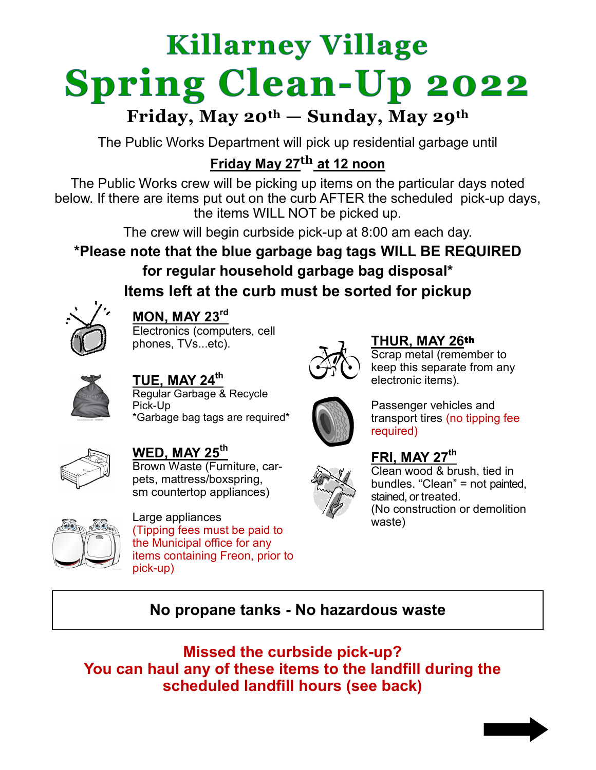# Killarney Village

# Spring Clean-Up 2022

## Friday, May 20th — Sunday, May 29th

The Public Works Department will pick up residential garbage until

**Friday May 27th at 12 noon**

The Public Works crew will be picking up items on the particular days noted below. If there are items put out on the curb AFTER the scheduled pick-up days, the items WILL NOT be picked up.

The crew will begin curbside pick-up at 8:00 am each day.

**\*Please note that the blue garbage bag tags WILL BE REQUIRED for regular household garbage bag disposal\***

**Items left at the curb must be sorted for pickup**

**MON, MAY 23rd**
Electronics (computers, cell phones, TVs...etc).

**TUE, MAY 24th**
Regular Garbage & Recycle Pick-Up
*Garbage bag tags are required*

**WED, MAY 25th**
Brown Waste (Furniture, carpets, mattress/boxspring, sm countertop appliances)

Large appliances
(Tipping fees must be paid to the Municipal office for any items containing Freon, prior to pick-up)

**THUR, MAY 26th**
Scrap metal (remember to keep this separate from any electronic items).

Passenger vehicles and transport tires (no tipping fee required)

**FRI, MAY 27th**
Clean wood & brush, tied in bundles. "Clean" = not painted, stained, or treated.
(No construction or demolition waste)

**No propane tanks - No hazardous waste**

**Missed the curbside pick-up?**
**You can haul any of these items to the landfill during the scheduled landfill hours (see back)**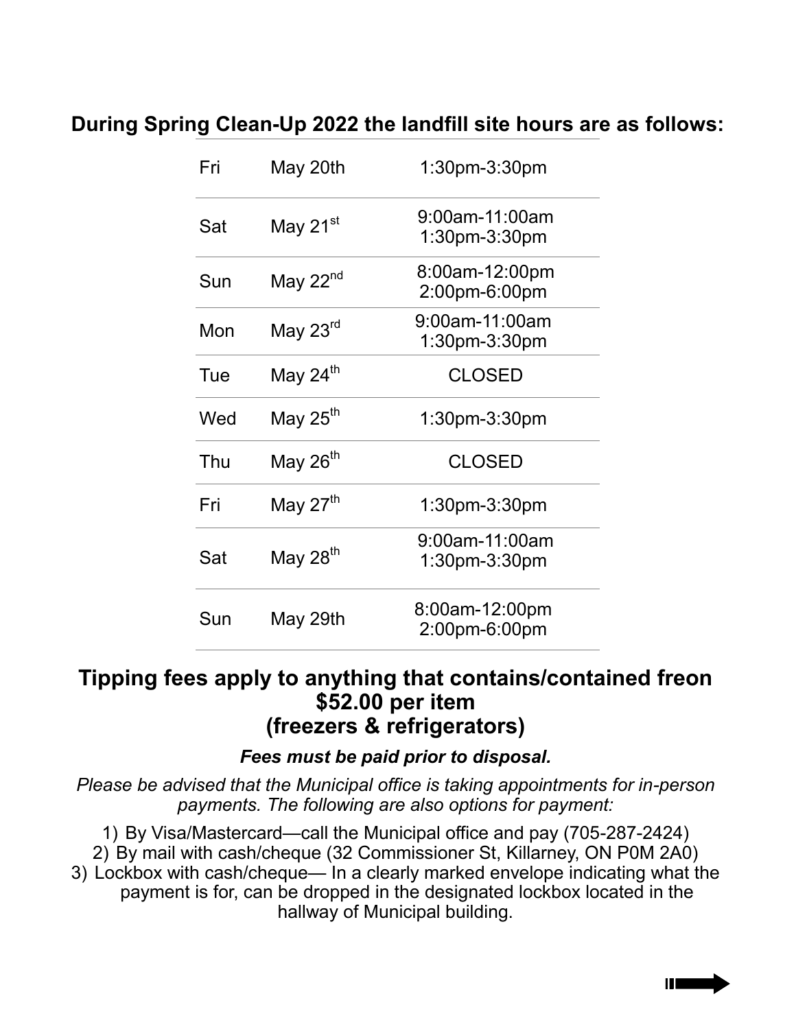**During Spring Clean-Up 2022 the landfill site hours are as follows:**

| | | |
|---|---|---|
| Fri | May 20th | 1:30pm-3:30pm |
| Sat | May 21st | 9:00am-11:00am<br>1:30pm-3:30pm |
| Sun | May 22nd | 8:00am-12:00pm<br>2:00pm-6:00pm |
| Mon | May 23rd | 9:00am-11:00am<br>1:30pm-3:30pm |
| Tue | May 24th | CLOSED |
| Wed | May 25th | 1:30pm-3:30pm |
| Thu | May 26th | CLOSED |
| Fri | May 27th | 1:30pm-3:30pm |
| Sat | May 28th | 9:00am-11:00am<br>1:30pm-3:30pm |
| Sun | May 29th | 8:00am-12:00pm<br>2:00pm-6:00pm |

## Tipping fees apply to anything that contains/contained freon
## $52.00 per item
## (freezers & refrigerators)

***Fees must be paid prior to disposal.***

*Please be advised that the Municipal office is taking appointments for in-person payments. The following are also options for payment:*

1) By Visa/Mastercard—call the Municipal office and pay (705-287-2424)
2) By mail with cash/cheque (32 Commissioner St, Killarney, ON P0M 2A0)
3) Lockbox with cash/cheque— In a clearly marked envelope indicating what the payment is for, can be dropped in the designated lockbox located in the hallway of Municipal building.